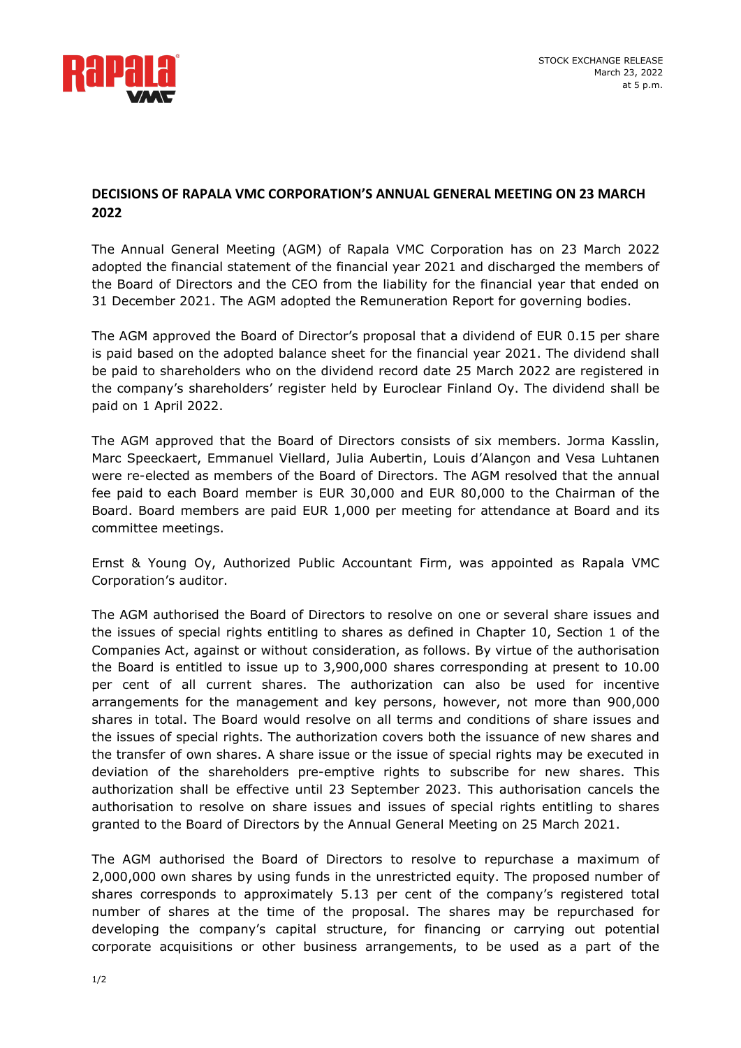STOCK EXCHANGE RELEASE
March 23, 2022
at 5 p.m.

# DECISIONS OF RAPALA VMC CORPORATION'S ANNUAL GENERAL MEETING ON 23 MARCH 2022

The Annual General Meeting (AGM) of Rapala VMC Corporation has on 23 March 2022 adopted the financial statement of the financial year 2021 and discharged the members of the Board of Directors and the CEO from the liability for the financial year that ended on 31 December 2021. The AGM adopted the Remuneration Report for governing bodies.

The AGM approved the Board of Director's proposal that a dividend of EUR 0.15 per share is paid based on the adopted balance sheet for the financial year 2021. The dividend shall be paid to shareholders who on the dividend record date 25 March 2022 are registered in the company's shareholders' register held by Euroclear Finland Oy. The dividend shall be paid on 1 April 2022.

The AGM approved that the Board of Directors consists of six members. Jorma Kasslin, Marc Speeckaert, Emmanuel Viellard, Julia Aubertin, Louis d'Alançon and Vesa Luhtanen were re-elected as members of the Board of Directors. The AGM resolved that the annual fee paid to each Board member is EUR 30,000 and EUR 80,000 to the Chairman of the Board. Board members are paid EUR 1,000 per meeting for attendance at Board and its committee meetings.

Ernst & Young Oy, Authorized Public Accountant Firm, was appointed as Rapala VMC Corporation's auditor.

The AGM authorised the Board of Directors to resolve on one or several share issues and the issues of special rights entitling to shares as defined in Chapter 10, Section 1 of the Companies Act, against or without consideration, as follows. By virtue of the authorisation the Board is entitled to issue up to 3,900,000 shares corresponding at present to 10.00 per cent of all current shares. The authorization can also be used for incentive arrangements for the management and key persons, however, not more than 900,000 shares in total. The Board would resolve on all terms and conditions of share issues and the issues of special rights. The authorization covers both the issuance of new shares and the transfer of own shares. A share issue or the issue of special rights may be executed in deviation of the shareholders pre-emptive rights to subscribe for new shares. This authorization shall be effective until 23 September 2023. This authorisation cancels the authorisation to resolve on share issues and issues of special rights entitling to shares granted to the Board of Directors by the Annual General Meeting on 25 March 2021.

The AGM authorised the Board of Directors to resolve to repurchase a maximum of 2,000,000 own shares by using funds in the unrestricted equity. The proposed number of shares corresponds to approximately 5.13 per cent of the company's registered total number of shares at the time of the proposal. The shares may be repurchased for developing the company's capital structure, for financing or carrying out potential corporate acquisitions or other business arrangements, to be used as a part of the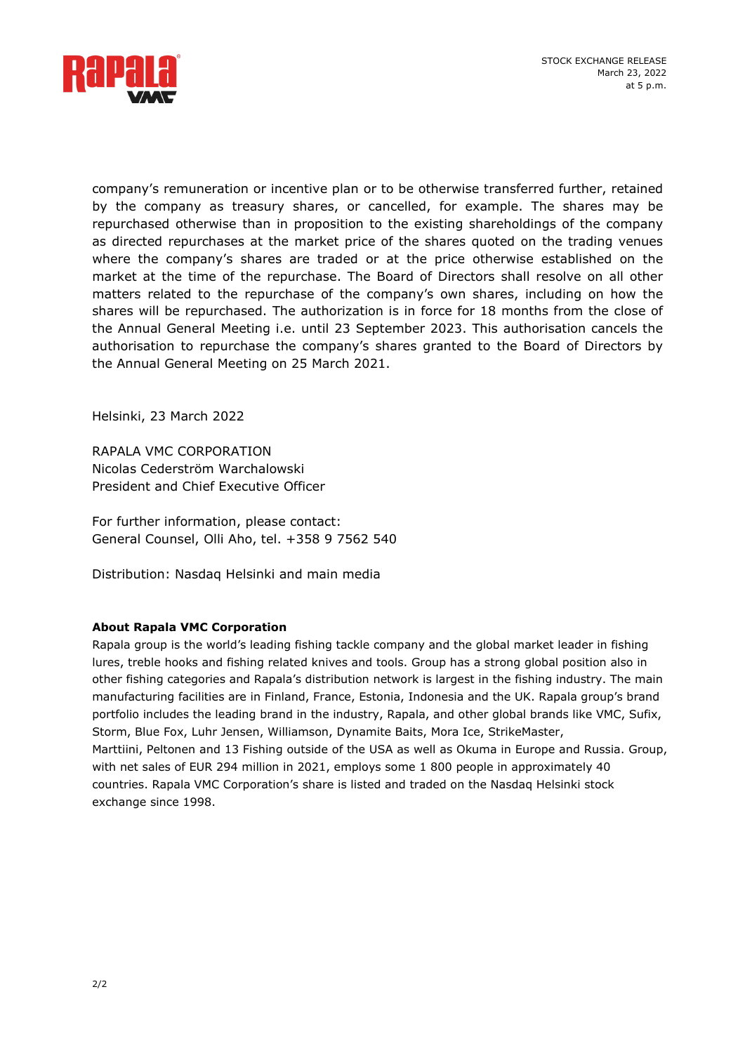company's remuneration or incentive plan or to be otherwise transferred further, retained by the company as treasury shares, or cancelled, for example. The shares may be repurchased otherwise than in proposition to the existing shareholdings of the company as directed repurchases at the market price of the shares quoted on the trading venues where the company's shares are traded or at the price otherwise established on the market at the time of the repurchase. The Board of Directors shall resolve on all other matters related to the repurchase of the company's own shares, including on how the shares will be repurchased. The authorization is in force for 18 months from the close of the Annual General Meeting i.e. until 23 September 2023. This authorisation cancels the authorisation to repurchase the company's shares granted to the Board of Directors by the Annual General Meeting on 25 March 2021.

Helsinki, 23 March 2022

RAPALA VMC CORPORATION
Nicolas Cederström Warchalowski
President and Chief Executive Officer

For further information, please contact:
General Counsel, Olli Aho, tel. +358 9 7562 540

Distribution: Nasdaq Helsinki and main media

**About Rapala VMC Corporation**

Rapala group is the world's leading fishing tackle company and the global market leader in fishing lures, treble hooks and fishing related knives and tools. Group has a strong global position also in other fishing categories and Rapala's distribution network is largest in the fishing industry. The main manufacturing facilities are in Finland, France, Estonia, Indonesia and the UK. Rapala group's brand portfolio includes the leading brand in the industry, Rapala, and other global brands like VMC, Sufix, Storm, Blue Fox, Luhr Jensen, Williamson, Dynamite Baits, Mora Ice, StrikeMaster, Marttiini, Peltonen and 13 Fishing outside of the USA as well as Okuma in Europe and Russia. Group, with net sales of EUR 294 million in 2021, employs some 1 800 people in approximately 40 countries. Rapala VMC Corporation's share is listed and traded on the Nasdaq Helsinki stock exchange since 1998.